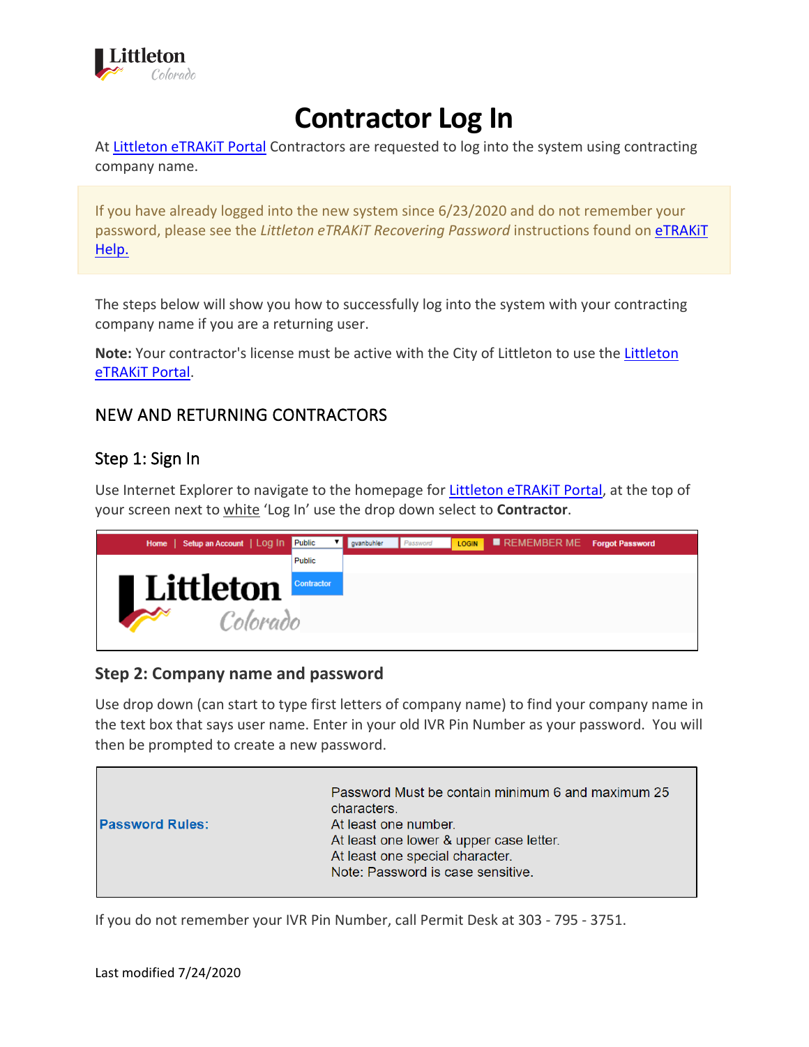# Contractor Log In

At [Littleton eTRAKiT Portal] Contractors are requested to log into the system using contracting company name.

> If you have already logged into the new system since 6/23/2020 and do not remember your password, please see the *Littleton eTRAKiT Recovering Password* instructions found on [eTRAKiT Help.]

The steps below will show you how to successfully log into the system with your contracting company name if you are a returning user.

**Note:** Your contractor's license must be active with the City of Littleton to use the [Littleton eTRAKiT Portal].

## NEW AND RETURNING CONTRACTORS

### Step 1: Sign In

Use Internet Explorer to navigate to the homepage for [Littleton eTRAKiT Portal], at the top of your screen next to white 'Log In' use the drop down select to **Contractor**.

### Step 2: Company name and password

Use drop down (can start to type first letters of company name) to find your company name in the text box that says user name. Enter in your old IVR Pin Number as your password. You will then be prompted to create a new password.

| Password Rules: | Password Must be contain minimum 6 and maximum 25 characters.<br>At least one number.<br>At least one lower & upper case letter.<br>At least one special character.<br>Note: Password is case sensitive. |
|---|---|

If you do not remember your IVR Pin Number, call Permit Desk at 303 - 795 - 3751.

Last modified 7/24/2020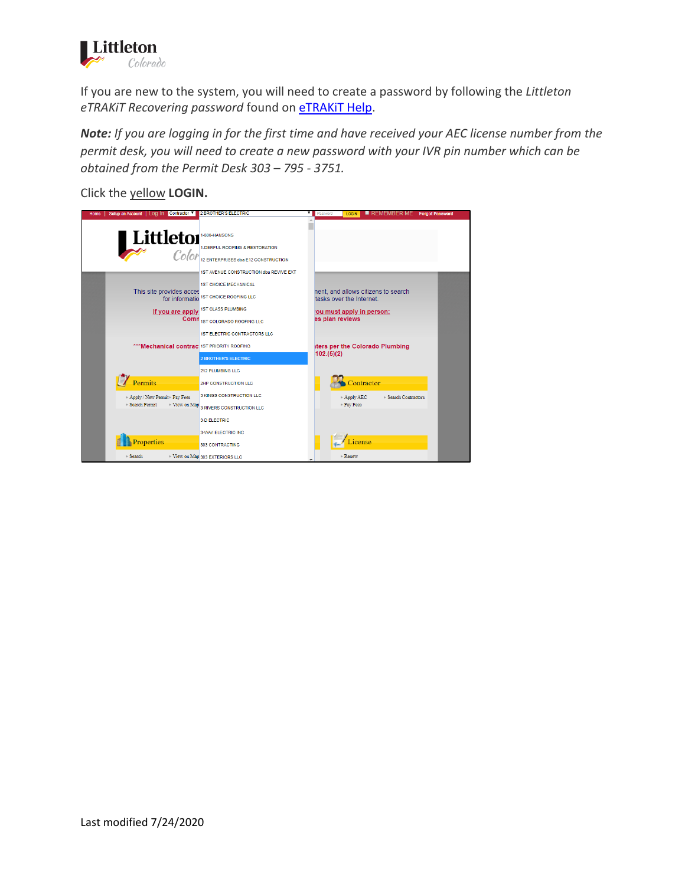If you are new to the system, you will need to create a password by following the *Littleton eTRAKiT Recovering password* found on [eTRAKiT Help](eTRAKiT Help).

***Note:*** *If you are logging in for the first time and have received your AEC license number from the permit desk, you will need to create a new password with your IVR pin number which can be obtained from the Permit Desk 303 – 795 - 3751.*

Click the yellow **LOGIN.**

Last modified 7/24/2020